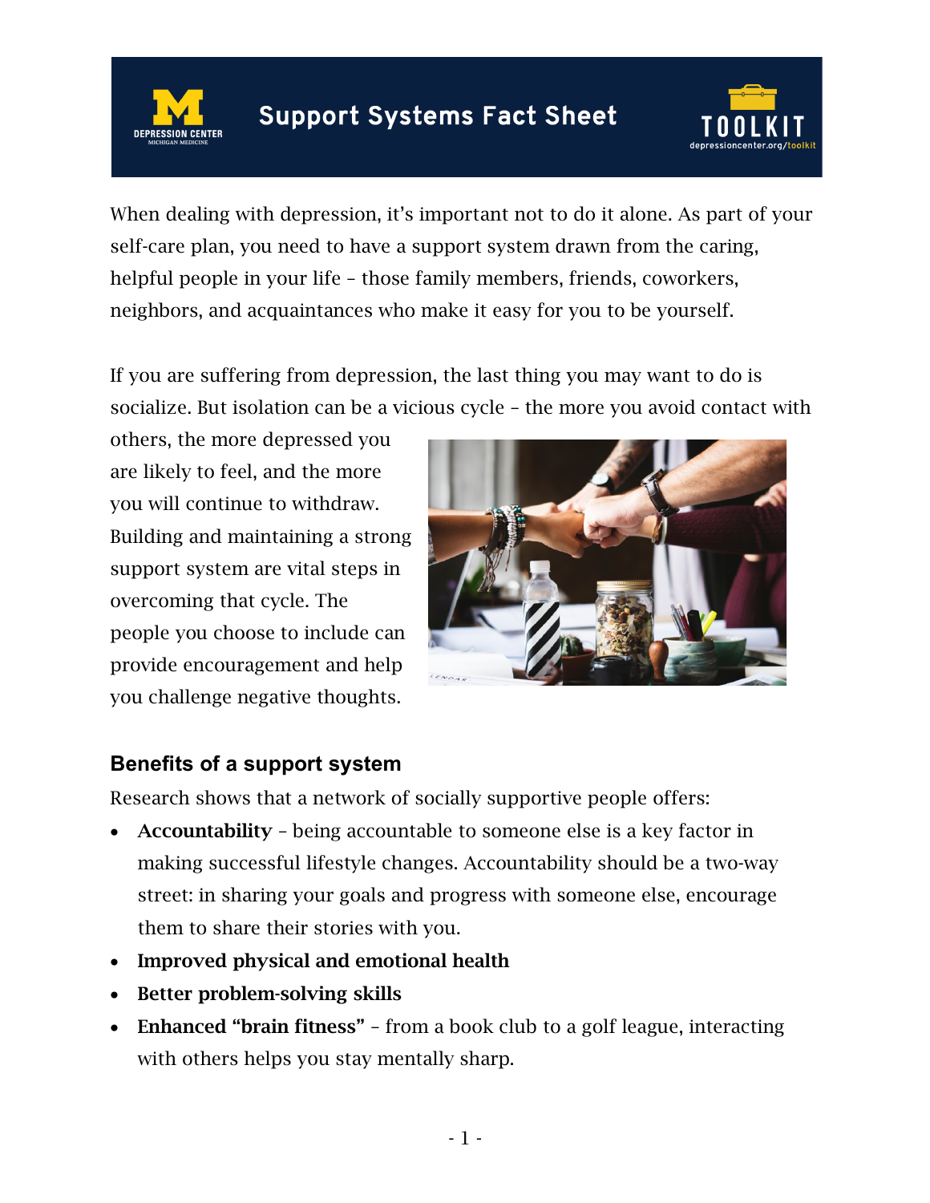# Support Systems Fact Sheet

When dealing with depression, it's important not to do it alone. As part of your self-care plan, you need to have a support system drawn from the caring, helpful people in your life – those family members, friends, coworkers, neighbors, and acquaintances who make it easy for you to be yourself.

If you are suffering from depression, the last thing you may want to do is socialize. But isolation can be a vicious cycle – the more you avoid contact with others, the more depressed you are likely to feel, and the more you will continue to withdraw. Building and maintaining a strong support system are vital steps in overcoming that cycle. The people you choose to include can provide encouragement and help you challenge negative thoughts.

## Benefits of a support system

Research shows that a network of socially supportive people offers:

- **Accountability** – being accountable to someone else is a key factor in making successful lifestyle changes. Accountability should be a two-way street: in sharing your goals and progress with someone else, encourage them to share their stories with you.
- **Improved physical and emotional health**
- **Better problem-solving skills**
- **Enhanced "brain fitness"** – from a book club to a golf league, interacting with others helps you stay mentally sharp.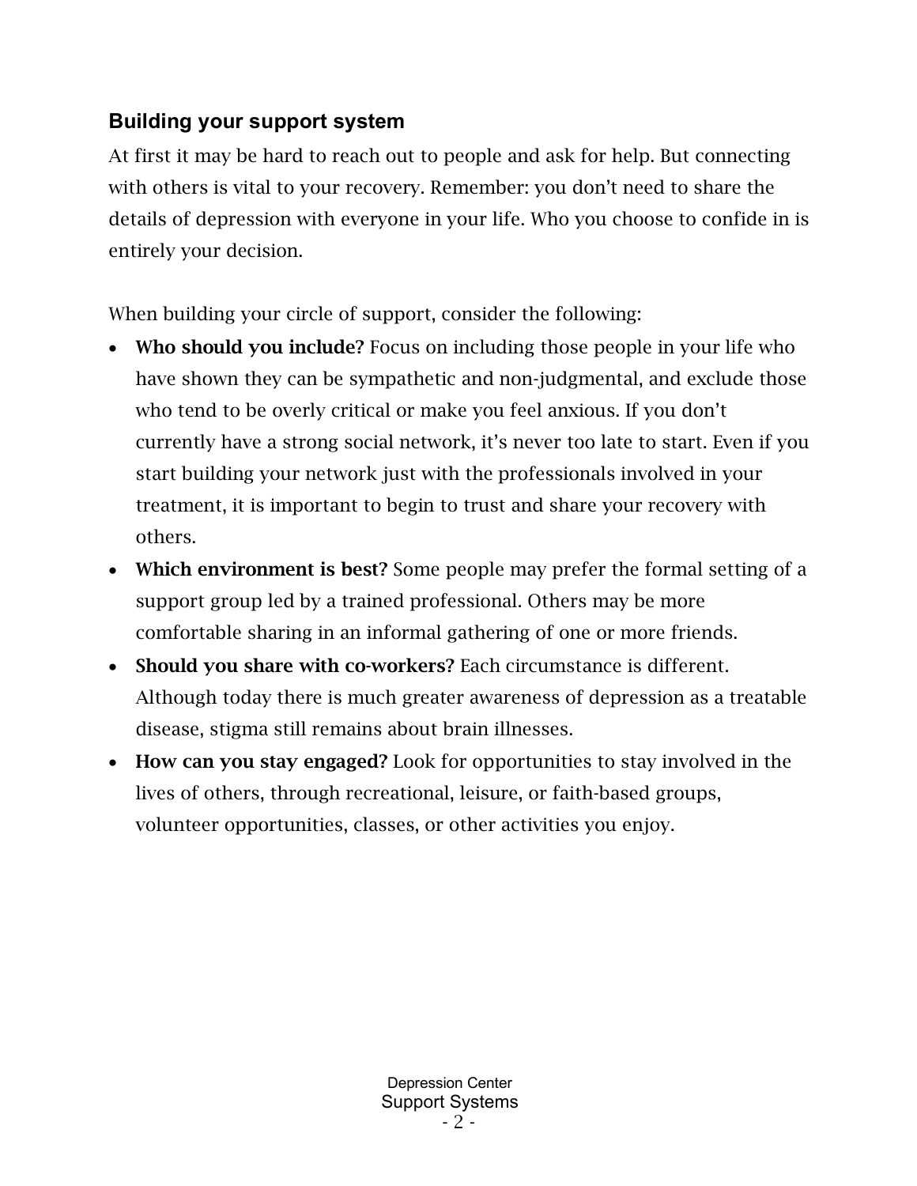## Building your support system

At first it may be hard to reach out to people and ask for help. But connecting with others is vital to your recovery. Remember: you don't need to share the details of depression with everyone in your life. Who you choose to confide in is entirely your decision.

When building your circle of support, consider the following:

- **Who should you include?** Focus on including those people in your life who have shown they can be sympathetic and non-judgmental, and exclude those who tend to be overly critical or make you feel anxious. If you don't currently have a strong social network, it's never too late to start. Even if you start building your network just with the professionals involved in your treatment, it is important to begin to trust and share your recovery with others.
- **Which environment is best?** Some people may prefer the formal setting of a support group led by a trained professional. Others may be more comfortable sharing in an informal gathering of one or more friends.
- **Should you share with co-workers?** Each circumstance is different. Although today there is much greater awareness of depression as a treatable disease, stigma still remains about brain illnesses.
- **How can you stay engaged?** Look for opportunities to stay involved in the lives of others, through recreational, leisure, or faith-based groups, volunteer opportunities, classes, or other activities you enjoy.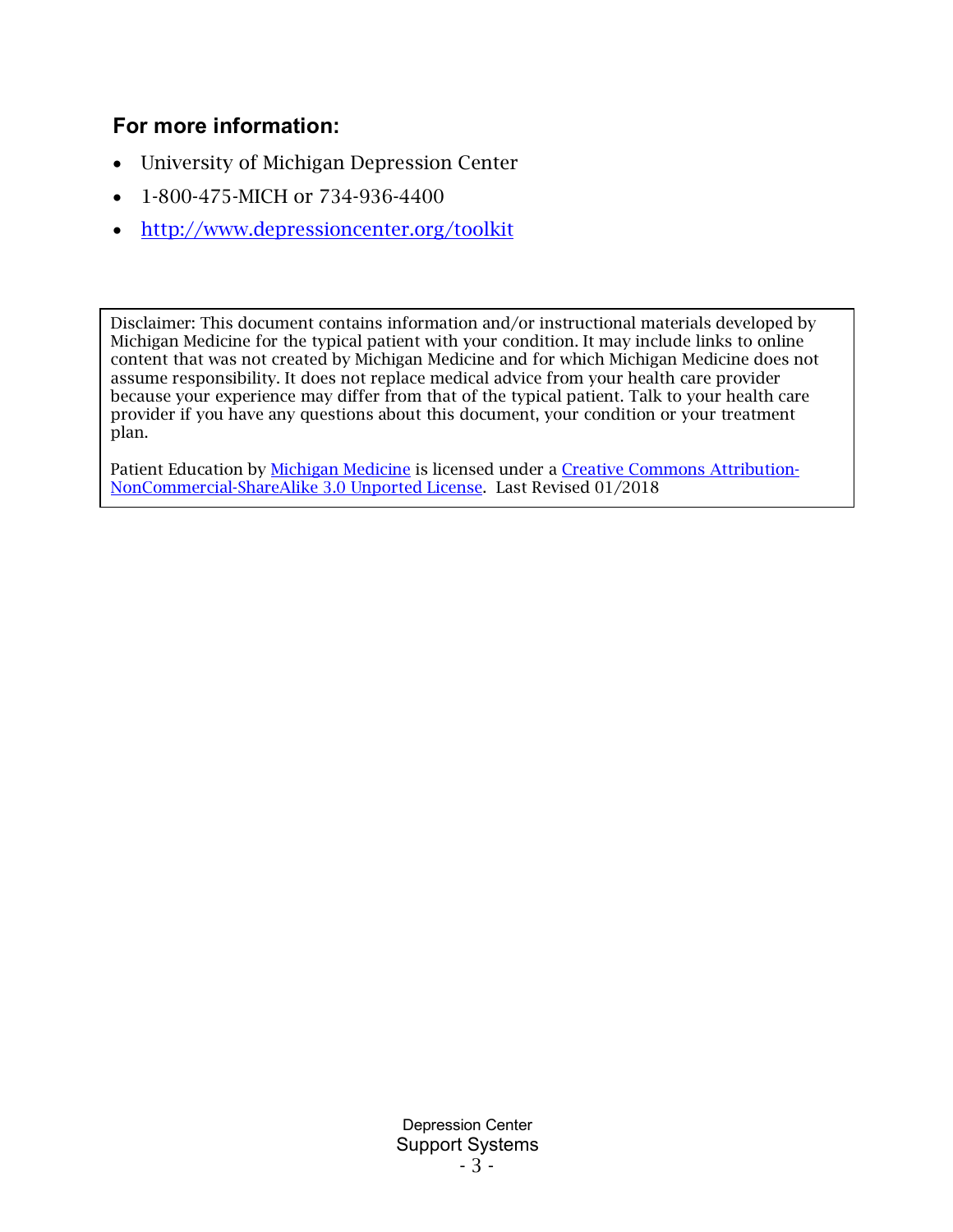### For more information:

- University of Michigan Depression Center
- 1-800-475-MICH or 734-936-4400
- http://www.depressioncenter.org/toolkit

Disclaimer: This document contains information and/or instructional materials developed by Michigan Medicine for the typical patient with your condition. It may include links to online content that was not created by Michigan Medicine and for which Michigan Medicine does not assume responsibility. It does not replace medical advice from your health care provider because your experience may differ from that of the typical patient. Talk to your health care provider if you have any questions about this document, your condition or your treatment plan.

Patient Education by Michigan Medicine is licensed under a Creative Commons Attribution-NonCommercial-ShareAlike 3.0 Unported License. Last Revised 01/2018